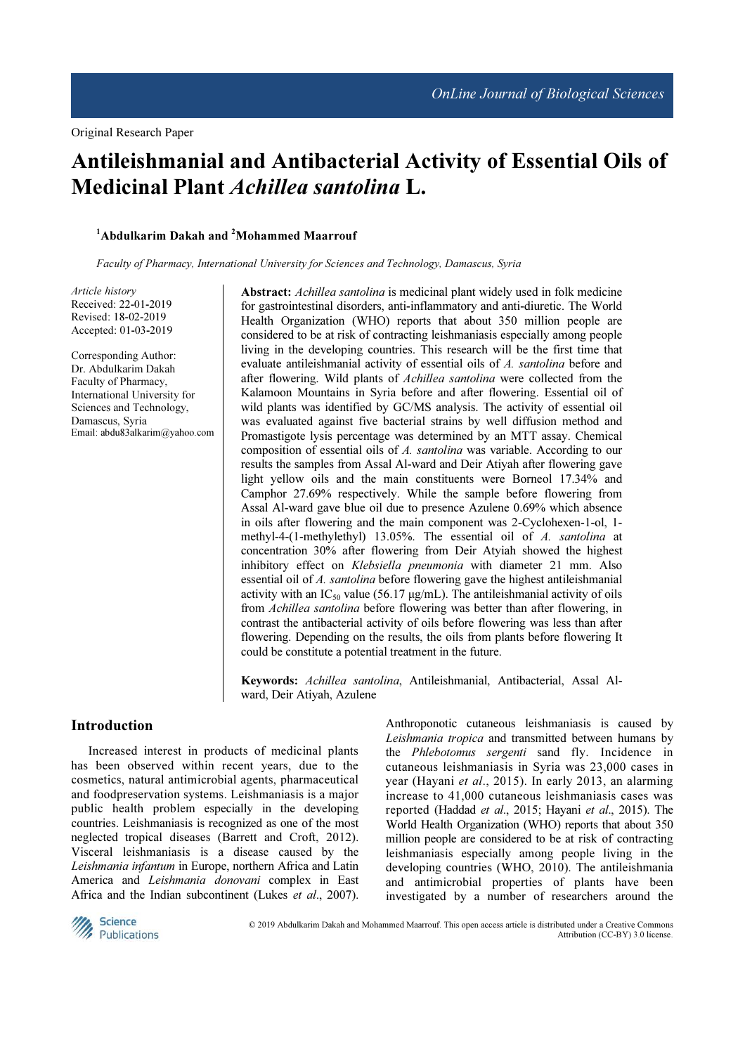Original Research Paper

# Antileishmanial and Antibacterial Activity of Essential Oils of Medicinal Plant *Achillea santolina* L.

[1]**Abdulkarim Dakah and** [2]**Mohammed Maarrouf**

*Faculty of Pharmacy, International University for Sciences and Technology, Damascus, Syria*

*Article history*
Received: 22-01-2019
Revised: 18-02-2019
Accepted: 01-03-2019

Corresponding Author:
Dr. Abdulkarim Dakah
Faculty of Pharmacy,
International University for Sciences and Technology,
Damascus, Syria
Email: abdu83alkarim@yahoo.com

**Abstract:** *Achillea santolina* is medicinal plant widely used in folk medicine for gastrointestinal disorders, anti-inflammatory and anti-diuretic. The World Health Organization (WHO) reports that about 350 million people are considered to be at risk of contracting leishmaniasis especially among people living in the developing countries. This research will be the first time that evaluate antileishmanial activity of essential oils of *A. santolina* before and after flowering. Wild plants of *Achillea santolina* were collected from the Kalamoon Mountains in Syria before and after flowering. Essential oil of wild plants was identified by GC/MS analysis. The activity of essential oil was evaluated against five bacterial strains by well diffusion method and Promastigote lysis percentage was determined by an MTT assay. Chemical composition of essential oils of *A. santolina* was variable. According to our results the samples from Assal Al-ward and Deir Atiyah after flowering gave light yellow oils and the main constituents were Borneol 17.34% and Camphor 27.69% respectively. While the sample before flowering from Assal Al-ward gave blue oil due to presence Azulene 0.69% which absence in oils after flowering and the main component was 2-Cyclohexen-1-ol, 1-methyl-4-(1-methylethyl) 13.05%. The essential oil of *A. santolina* at concentration 30% after flowering from Deir Atyiah showed the highest inhibitory effect on *Klebsiella pneumonia* with diameter 21 mm. Also essential oil of *A. santolina* before flowering gave the highest antileishmanial activity with an $IC_{50}$ value (56.17 μg/mL). The antileishmanial activity of oils from *Achillea santolina* before flowering was better than after flowering, in contrast the antibacterial activity of oils before flowering was less than after flowering. Depending on the results, the oils from plants before flowering It could be constitute a potential treatment in the future.

**Keywords:** *Achillea santolina*, Antileishmanial, Antibacterial, Assal Al-ward, Deir Atiyah, Azulene

## Introduction

Increased interest in products of medicinal plants has been observed within recent years, due to the cosmetics, natural antimicrobial agents, pharmaceutical and foodpreservation systems. Leishmaniasis is a major public health problem especially in the developing countries. Leishmaniasis is recognized as one of the most neglected tropical diseases (Barrett and Croft, 2012). Visceral leishmaniasis is a disease caused by the *Leishmania infantum* in Europe, northern Africa and Latin America and *Leishmania donovani* complex in East Africa and the Indian subcontinent (Lukes *et al*., 2007). Anthroponotic cutaneous leishmaniasis is caused by *Leishmania tropica* and transmitted between humans by the *Phlebotomus sergenti* sand fly. Incidence in cutaneous leishmaniasis in Syria was 23,000 cases in year (Hayani *et al*., 2015). In early 2013, an alarming increase to 41,000 cutaneous leishmaniasis cases was reported (Haddad *et al*., 2015; Hayani *et al*., 2015). The World Health Organization (WHO) reports that about 350 million people are considered to be at risk of contracting leishmaniasis especially among people living in the developing countries (WHO, 2010). The antileishmania and antimicrobial properties of plants have been investigated by a number of researchers around the

© 2019 Abdulkarim Dakah and Mohammed Maarrouf. This open access article is distributed under a Creative Commons Attribution (CC-BY) 3.0 license.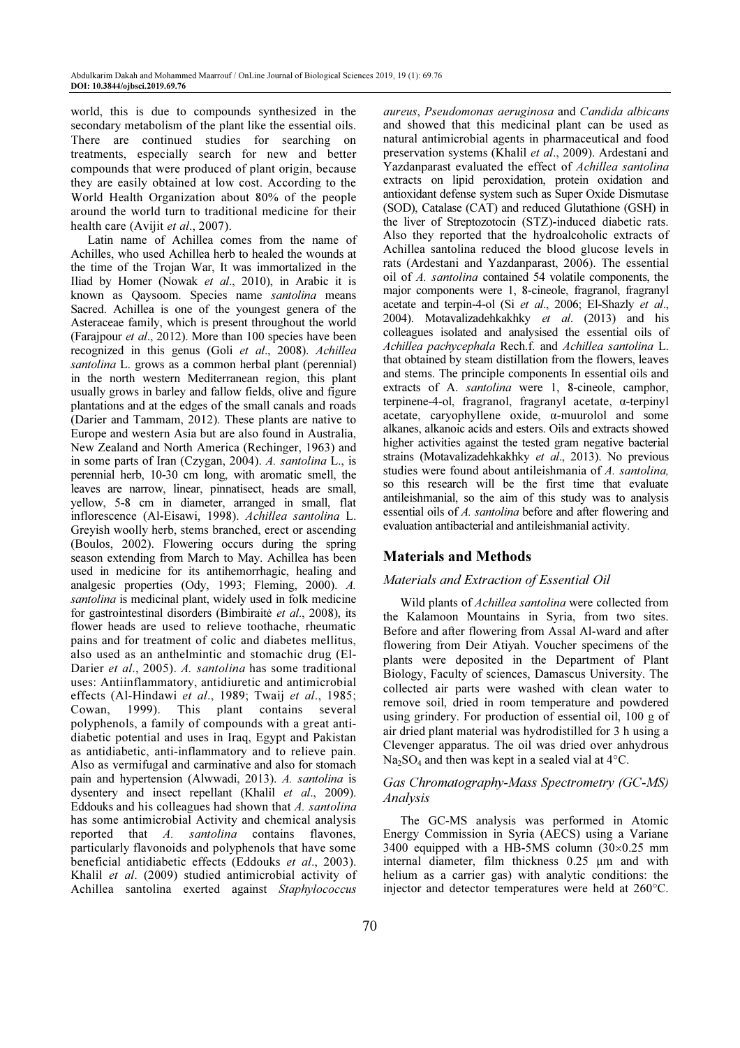world, this is due to compounds synthesized in the secondary metabolism of the plant like the essential oils. There are continued studies for searching on treatments, especially search for new and better compounds that were produced of plant origin, because they are easily obtained at low cost. According to the World Health Organization about 80% of the people around the world turn to traditional medicine for their health care (Avijit *et al*., 2007).

Latin name of Achillea comes from the name of Achilles, who used Achillea herb to healed the wounds at the time of the Trojan War, It was immortalized in the Iliad by Homer (Nowak *et al*., 2010), in Arabic it is known as Qaysoom. Species name *santolina* means Sacred. Achillea is one of the youngest genera of the Asteraceae family, which is present throughout the world (Farajpour *et al*., 2012). More than 100 species have been recognized in this genus (Goli *et al*., 2008). *Achillea santolina* L. grows as a common herbal plant (perennial) in the north western Mediterranean region, this plant usually grows in barley and fallow fields, olive and figure plantations and at the edges of the small canals and roads (Darier and Tammam, 2012). These plants are native to Europe and western Asia but are also found in Australia, New Zealand and North America (Rechinger, 1963) and in some parts of Iran (Czygan, 2004). *A. santolina* L., is perennial herb, 10-30 cm long, with aromatic smell, the leaves are narrow, linear, pinnatisect, heads are small, yellow, 5-8 cm in diameter, arranged in small, flat inflorescence (Al-Eisawi, 1998). *Achillea santolina* L. Greyish woolly herb, stems branched, erect or ascending (Boulos, 2002). Flowering occurs during the spring season extending from March to May. Achillea has been used in medicine for its antihemorrhagic, healing and analgesic properties (Ody, 1993; Fleming, 2000). *A. santolina* is medicinal plant, widely used in folk medicine for gastrointestinal disorders (Bimbiraitė *et al*., 2008), its flower heads are used to relieve toothache, rheumatic pains and for treatment of colic and diabetes mellitus, also used as an anthelmintic and stomachic drug (El-Darier *et al*., 2005). *A. santolina* has some traditional uses: Antiinflammatory, antidiuretic and antimicrobial effects (Al-Hindawi *et al*., 1989; Twaij *et al*., 1985; Cowan, 1999). This plant contains several polyphenols, a family of compounds with a great anti-diabetic potential and uses in Iraq, Egypt and Pakistan as antidiabetic, anti-inflammatory and to relieve pain. Also as vermifugal and carminative and also for stomach pain and hypertension (Alwwadi, 2013). *A. santolina* is dysentery and insect repellant (Khalil *et al*., 2009). Eddouks and his colleagues had shown that *A. santolina* has some antimicrobial Activity and chemical analysis reported that *A. santolina* contains flavones, particularly flavonoids and polyphenols that have some beneficial antidiabetic effects (Eddouks *et al*., 2003). Khalil *et al*. (2009) studied antimicrobial activity of Achillea santolina exerted against *Staphylococcus aureus*, *Pseudomonas aeruginosa* and *Candida albicans* and showed that this medicinal plant can be used as natural antimicrobial agents in pharmaceutical and food preservation systems (Khalil *et al*., 2009). Ardestani and Yazdanparast evaluated the effect of *Achillea santolina* extracts on lipid peroxidation, protein oxidation and antioxidant defense system such as Super Oxide Dismutase (SOD), Catalase (CAT) and reduced Glutathione (GSH) in the liver of Streptozotocin (STZ)-induced diabetic rats. Also they reported that the hydroalcoholic extracts of Achillea santolina reduced the blood glucose levels in rats (Ardestani and Yazdanparast, 2006). The essential oil of *A. santolina* contained 54 volatile components, the major components were 1, 8-cineole, fragranol, fragranyl acetate and terpin-4-ol (Si *et al*., 2006; El-Shazly *et al*., 2004). Motavalizadehkakhky *et al*. (2013) and his colleagues isolated and analysised the essential oils of *Achillea pachycephala* Rech.f. and *Achillea santolina* L. that obtained by steam distillation from the flowers, leaves and stems. The principle components In essential oils and extracts of A. *santolina* were 1, 8-cineole, camphor, terpinene-4-ol, fragranol, fragranyl acetate, α-terpinyl acetate, caryophyllene oxide, α-muurolol and some alkanes, alkanoic acids and esters. Oils and extracts showed higher activities against the tested gram negative bacterial strains (Motavalizadehkakhky *et al*., 2013). No previous studies were found about antileishmania of *A. santolina,* so this research will be the first time that evaluate antileishmanial, so the aim of this study was to analysis essential oils of *A. santolina* before and after flowering and evaluation antibacterial and antileishmanial activity.

## Materials and Methods

### Materials and Extraction of Essential Oil

Wild plants of *Achillea santolina* were collected from the Kalamoon Mountains in Syria, from two sites. Before and after flowering from Assal Al-ward and after flowering from Deir Atiyah. Voucher specimens of the plants were deposited in the Department of Plant Biology, Faculty of sciences, Damascus University. The collected air parts were washed with clean water to remove soil, dried in room temperature and powdered using grindery. For production of essential oil, 100 g of air dried plant material was hydrodistilled for 3 h using a Clevenger apparatus. The oil was dried over anhydrous $Na_2SO_4$ and then was kept in a sealed vial at 4°C.

### Gas Chromatography-Mass Spectrometry (GC-MS) Analysis

The GC-MS analysis was performed in Atomic Energy Commission in Syria (AECS) using a Variane 3400 equipped with a HB-5MS column (30×0.25 mm internal diameter, film thickness 0.25 μm and with helium as a carrier gas) with analytic conditions: the injector and detector temperatures were held at 260°C.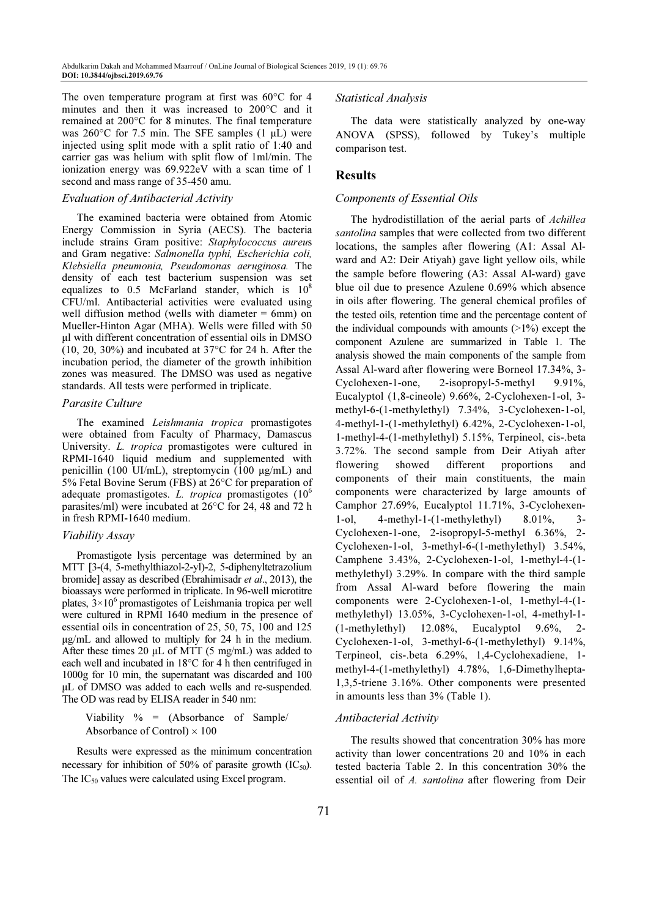The oven temperature program at first was 60°C for 4 minutes and then it was increased to 200°C and it remained at 200°C for 8 minutes. The final temperature was 260°C for 7.5 min. The SFE samples (1 µL) were injected using split mode with a split ratio of 1:40 and carrier gas was helium with split flow of 1ml/min. The ionization energy was 69.922eV with a scan time of 1 second and mass range of 35-450 amu.

### Evaluation of Antibacterial Activity

The examined bacteria were obtained from Atomic Energy Commission in Syria (AECS). The bacteria include strains Gram positive: *Staphylococcus aureus* and Gram negative: *Salmonella typhi, Escherichia coli, Klebsiella pneumonia, Pseudomonas aeruginosa.* The density of each test bacterium suspension was set equalizes to 0.5 McFarland stander, which is $10^8$ CFU/ml. Antibacterial activities were evaluated using well diffusion method (wells with diameter = 6mm) on Mueller-Hinton Agar (MHA). Wells were filled with 50 µl with different concentration of essential oils in DMSO (10, 20, 30%) and incubated at 37°C for 24 h. After the incubation period, the diameter of the growth inhibition zones was measured. The DMSO was used as negative standards. All tests were performed in triplicate.

### Parasite Culture

The examined *Leishmania tropica* promastigotes were obtained from Faculty of Pharmacy, Damascus University. *L. tropica* promastigotes were cultured in RPMI-1640 liquid medium and supplemented with penicillin (100 UI/mL), streptomycin (100 µg/mL) and 5% Fetal Bovine Serum (FBS) at 26°C for preparation of adequate promastigotes. *L. tropica* promastigotes ($10^6$ parasites/ml) were incubated at 26°C for 24, 48 and 72 h in fresh RPMI-1640 medium.

### Viability Assay

Promastigote lysis percentage was determined by an MTT [3-(4, 5-methylthiazol-2-yl)-2, 5-diphenyltetrazolium bromide] assay as described (Ebrahimisadr *et al*., 2013), the bioassays were performed in triplicate. In 96-well microtitre plates, $3\times10^6$ promastigotes of Leishmania tropica per well were cultured in RPMI 1640 medium in the presence of essential oils in concentration of 25, 50, 75, 100 and 125 µg/mL and allowed to multiply for 24 h in the medium. After these times 20 µL of MTT (5 mg/mL) was added to each well and incubated in 18°C for 4 h then centrifuged in 1000g for 10 min, the supernatant was discarded and 100 µL of DMSO was added to each wells and re-suspended. The OD was read by ELISA reader in 540 nm:

$$\text{Viability } \% = (\text{Absorbance of Sample}/\text{Absorbance of Control}) \times 100$$

Results were expressed as the minimum concentration necessary for inhibition of 50% of parasite growth ($IC_{50}$). The $IC_{50}$ values were calculated using Excel program.

### Statistical Analysis

The data were statistically analyzed by one-way ANOVA (SPSS), followed by Tukey's multiple comparison test.

## Results

### Components of Essential Oils

The hydrodistillation of the aerial parts of *Achillea santolina* samples that were collected from two different locations, the samples after flowering (A1: Assal Al-ward and A2: Deir Atiyah) gave light yellow oils, while the sample before flowering (A3: Assal Al-ward) gave blue oil due to presence Azulene 0.69% which absence in oils after flowering. The general chemical profiles of the tested oils, retention time and the percentage content of the individual compounds with amounts (>1%) except the component Azulene are summarized in Table 1. The analysis showed the main components of the sample from Assal Al-ward after flowering were Borneol 17.34%, 3-Cyclohexen-1-one, 2-isopropyl-5-methyl 9.91%, Eucalyptol (1,8-cineole) 9.66%, 2-Cyclohexen-1-ol, 3-methyl-6-(1-methylethyl) 7.34%, 3-Cyclohexen-1-ol, 4-methyl-1-(1-methylethyl) 6.42%, 2-Cyclohexen-1-ol, 1-methyl-4-(1-methylethyl) 5.15%, Terpineol, cis-.beta 3.72%. The second sample from Deir Atiyah after flowering showed different proportions and components of their main constituents, the main components were characterized by large amounts of Camphor 27.69%, Eucalyptol 11.71%, 3-Cyclohexen-1-ol, 4-methyl-1-(1-methylethyl) 8.01%, 3-Cyclohexen-1-one, 2-isopropyl-5-methyl 6.36%, 2-Cyclohexen-1-ol, 3-methyl-6-(1-methylethyl) 3.54%, Camphene 3.43%, 2-Cyclohexen-1-ol, 1-methyl-4-(1-methylethyl) 3.29%. In compare with the third sample from Assal Al-ward before flowering the main components were 2-Cyclohexen-1-ol, 1-methyl-4-(1-methylethyl) 13.05%, 3-Cyclohexen-1-ol, 4-methyl-1-(1-methylethyl) 12.08%, Eucalyptol 9.6%, 2-Cyclohexen-1-ol, 3-methyl-6-(1-methylethyl) 9.14%, Terpineol, cis-.beta 6.29%, 1,4-Cyclohexadiene, 1-methyl-4-(1-methylethyl) 4.78%, 1,6-Dimethylhepta-1,3,5-triene 3.16%. Other components were presented in amounts less than 3% (Table 1).

### Antibacterial Activity

The results showed that concentration 30% has more activity than lower concentrations 20 and 10% in each tested bacteria Table 2. In this concentration 30% the essential oil of *A. santolina* after flowering from Deir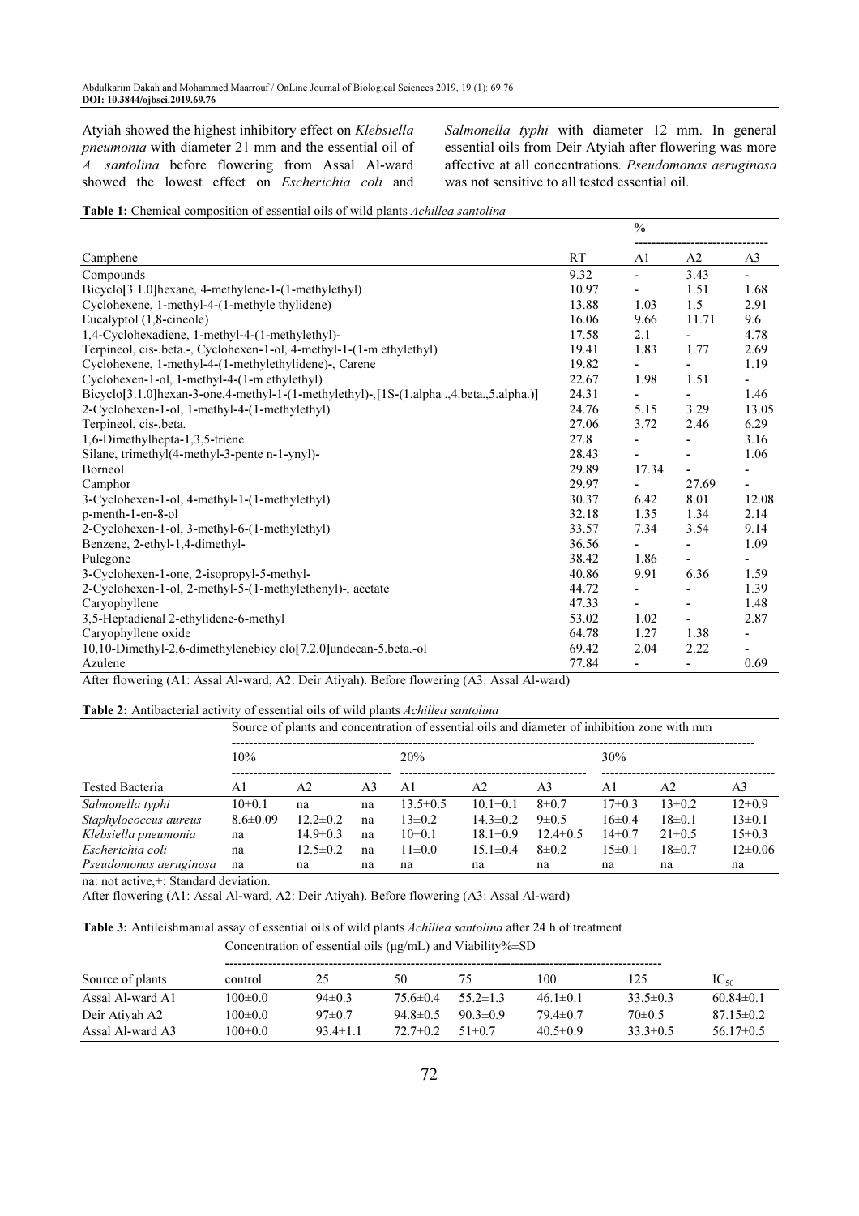Atyiah showed the highest inhibitory effect on *Klebsiella pneumonia* with diameter 21 mm and the essential oil of *A. santolina* before flowering from Assal Al-ward showed the lowest effect on *Escherichia coli* and *Salmonella typhi* with diameter 12 mm. In general essential oils from Deir Atyiah after flowering was more affective at all concentrations. *Pseudomonas aeruginosa* was not sensitive to all tested essential oil.

**Table 1:** Chemical composition of essential oils of wild plants *Achillea santolina*

| | | % | | |
|---|---|---|---|---|
| Camphene | RT | A1 | A2 | A3 |
| Compounds | 9.32 | - | 3.43 | - |
| Bicyclo[3.1.0]hexane, 4-methylene-1-(1-methylethyl) | 10.97 | - | 1.51 | 1.68 |
| Cyclohexene, 1-methyl-4-(1-methyle thylidene) | 13.88 | 1.03 | 1.5 | 2.91 |
| Eucalyptol (1,8-cineole) | 16.06 | 9.66 | 11.71 | 9.6 |
| 1,4-Cyclohexadiene, 1-methyl-4-(1-methylethyl)- | 17.58 | 2.1 | - | 4.78 |
| Terpineol, cis-.beta.-, Cyclohexen-1-ol, 4-methyl-1-(1-m ethylethyl) | 19.41 | 1.83 | 1.77 | 2.69 |
| Cyclohexene, 1-methyl-4-(1-methylethylidene)-, Carene | 19.82 | - | - | 1.19 |
| Cyclohexen-1-ol, 1-methyl-4-(1-m ethylethyl) | 22.67 | 1.98 | 1.51 | - |
| Bicyclo[3.1.0]hexan-3-one,4-methyl-1-(1-methylethyl)-,[1S-(1.alpha .,4.beta.,5.alpha.)] | 24.31 | - | - | 1.46 |
| 2-Cyclohexen-1-ol, 1-methyl-4-(1-methylethyl) | 24.76 | 5.15 | 3.29 | 13.05 |
| Terpineol, cis-.beta. | 27.06 | 3.72 | 2.46 | 6.29 |
| 1,6-Dimethylhepta-1,3,5-triene | 27.8 | - | - | 3.16 |
| Silane, trimethyl(4-methyl-3-pente n-1-ynyl)- | 28.43 | - | - | 1.06 |
| Borneol | 29.89 | 17.34 | - | - |
| Camphor | 29.97 | - | 27.69 | - |
| 3-Cyclohexen-1-ol, 4-methyl-1-(1-methylethyl) | 30.37 | 6.42 | 8.01 | 12.08 |
| p-menth-1-en-8-ol | 32.18 | 1.35 | 1.34 | 2.14 |
| 2-Cyclohexen-1-ol, 3-methyl-6-(1-methylethyl) | 33.57 | 7.34 | 3.54 | 9.14 |
| Benzene, 2-ethyl-1,4-dimethyl- | 36.56 | - | - | 1.09 |
| Pulegone | 38.42 | 1.86 | - | - |
| 3-Cyclohexen-1-one, 2-isopropyl-5-methyl- | 40.86 | 9.91 | 6.36 | 1.59 |
| 2-Cyclohexen-1-ol, 2-methyl-5-(1-methylethenyl)-, acetate | 44.72 | - | - | 1.39 |
| Caryophyllene | 47.33 | - | - | 1.48 |
| 3,5-Heptadienal 2-ethylidene-6-methyl | 53.02 | 1.02 | - | 2.87 |
| Caryophyllene oxide | 64.78 | 1.27 | 1.38 | - |
| 10,10-Dimethyl-2,6-dimethylenebicy clo[7.2.0]undecan-5.beta.-ol | 69.42 | 2.04 | 2.22 | - |
| Azulene | 77.84 | - | - | 0.69 |

After flowering (A1: Assal Al-ward, A2: Deir Atiyah). Before flowering (A3: Assal Al-ward)

**Table 2:** Antibacterial activity of essential oils of wild plants *Achillea santolina*

| | Source of plants and concentration of essential oils and diameter of inhibition zone with mm | | | | | | | | |
|---|---|---|---|---|---|---|---|---|---|
| | 10% | | | 20% | | | 30% | | |
| Tested Bacteria | A1 | A2 | A3 | A1 | A2 | A3 | A1 | A2 | A3 |
| *Salmonella typhi* | 10±0.1 | na | na | 13.5±0.5 | 10.1±0.1 | 8±0.7 | 17±0.3 | 13±0.2 | 12±0.9 |
| *Staphylococcus aureus* | 8.6±0.09 | 12.2±0.2 | na | 13±0.2 | 14.3±0.2 | 9±0.5 | 16±0.4 | 18±0.1 | 13±0.1 |
| *Klebsiella pneumonia* | na | 14.9±0.3 | na | 10±0.1 | 18.1±0.9 | 12.4±0.5 | 14±0.7 | 21±0.5 | 15±0.3 |
| *Escherichia coli* | na | 12.5±0.2 | na | 11±0.0 | 15.1±0.4 | 8±0.2 | 15±0.1 | 18±0.7 | 12±0.06 |
| *Pseudomonas aeruginosa* | na | na | na | na | na | na | na | na | na |

na: not active,±: Standard deviation.

After flowering (A1: Assal Al-ward, A2: Deir Atiyah). Before flowering (A3: Assal Al-ward)

**Table 3:** Antileishmanial assay of essential oils of wild plants *Achillea santolina* after 24 h of treatment

| | Concentration of essential oils (μg/mL) and Viability%±SD | | | | | | |
|---|---|---|---|---|---|---|---|
| Source of plants | control | 25 | 50 | 75 | 100 | 125 | $IC_{50}$ |
| Assal Al-ward A1 | 100±0.0 | 94±0.3 | 75.6±0.4 | 55.2±1.3 | 46.1±0.1 | 33.5±0.3 | 60.84±0.1 |
| Deir Atiyah A2 | 100±0.0 | 97±0.7 | 94.8±0.5 | 90.3±0.9 | 79.4±0.7 | 70±0.5 | 87.15±0.2 |
| Assal Al-ward A3 | 100±0.0 | 93.4±1.1 | 72.7±0.2 | 51±0.7 | 40.5±0.9 | 33.3±0.5 | 56.17±0.5 |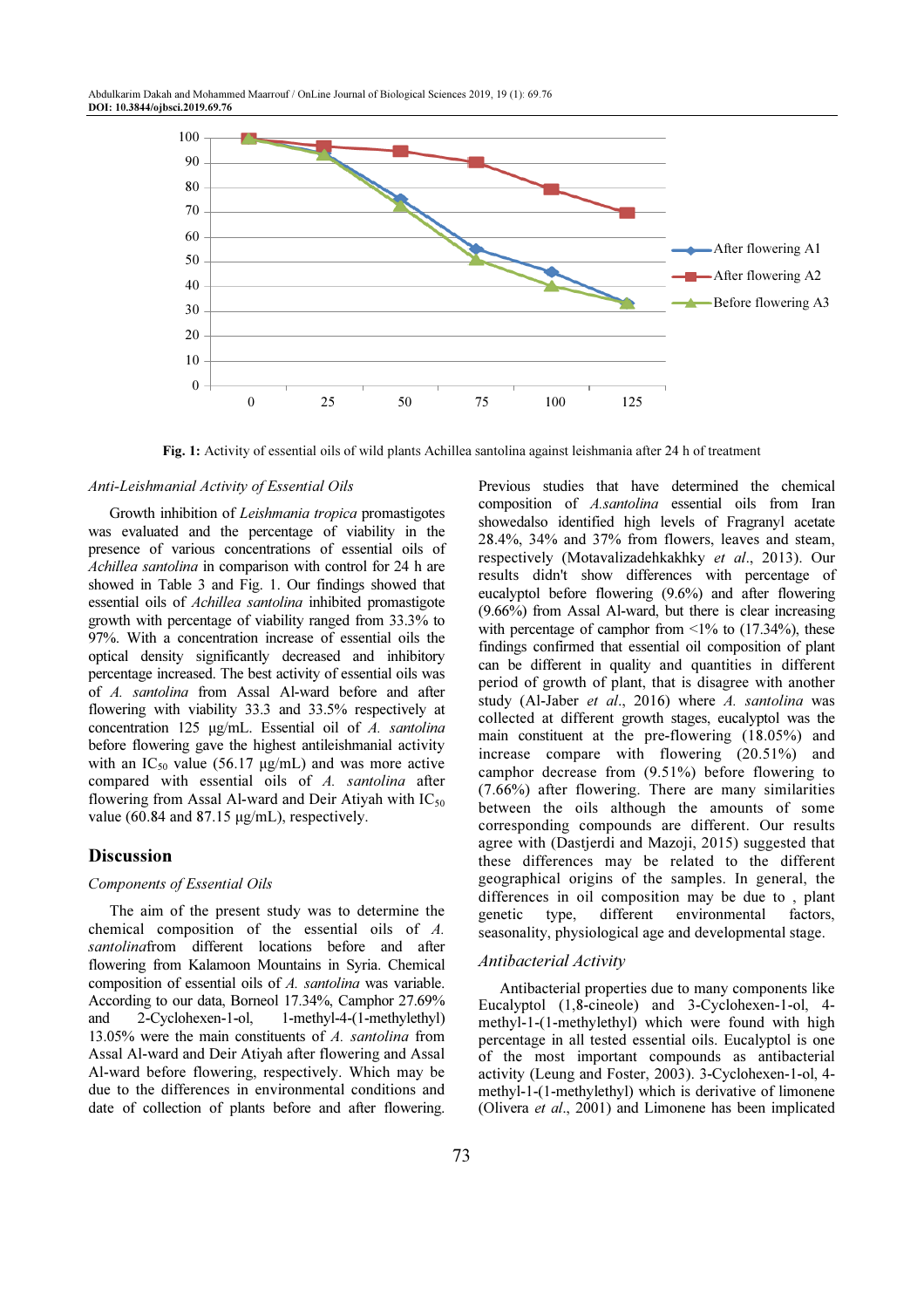Fig. 1: Activity of essential oils of wild plants Achillea santolina against leishmania after 24 h of treatment

### Anti-Leishmanial Activity of Essential Oils

Growth inhibition of *Leishmania tropica* promastigotes was evaluated and the percentage of viability in the presence of various concentrations of essential oils of *Achillea santolina* in comparison with control for 24 h are showed in Table 3 and Fig. 1. Our findings showed that essential oils of *Achillea santolina* inhibited promastigote growth with percentage of viability ranged from 33.3% to 97%. With a concentration increase of essential oils the optical density significantly decreased and inhibitory percentage increased. The best activity of essential oils was of *A. santolina* from Assal Al-ward before and after flowering with viability 33.3 and 33.5% respectively at concentration 125 µg/mL. Essential oil of *A. santolina* before flowering gave the highest antileishmanial activity with an $IC_{50}$ value (56.17 µg/mL) and was more active compared with essential oils of *A. santolina* after flowering from Assal Al-ward and Deir Atiyah with $IC_{50}$ value (60.84 and 87.15 µg/mL), respectively.

## Discussion

### Components of Essential Oils

The aim of the present study was to determine the chemical composition of the essential oils of *A. santolina*from different locations before and after flowering from Kalamoon Mountains in Syria. Chemical composition of essential oils of *A. santolina* was variable. According to our data, Borneol 17.34%, Camphor 27.69% and 2-Cyclohexen-1-ol, 1-methyl-4-(1-methylethyl) 13.05% were the main constituents of *A. santolina* from Assal Al-ward and Deir Atiyah after flowering and Assal Al-ward before flowering, respectively. Which may be due to the differences in environmental conditions and date of collection of plants before and after flowering. Previous studies that have determined the chemical composition of *A.santolina* essential oils from Iran showedalso identified high levels of Fragranyl acetate 28.4%, 34% and 37% from flowers, leaves and steam, respectively (Motavalizadehkakhky *et al*., 2013). Our results didn't show differences with percentage of eucalyptol before flowering (9.6%) and after flowering (9.66%) from Assal Al-ward, but there is clear increasing with percentage of camphor from <1% to (17.34%), these findings confirmed that essential oil composition of plant can be different in quality and quantities in different period of growth of plant, that is disagree with another study (Al-Jaber *et al*., 2016) where *A. santolina* was collected at different growth stages, eucalyptol was the main constituent at the pre-flowering (18.05%) and increase compare with flowering (20.51%) and camphor decrease from (9.51%) before flowering to (7.66%) after flowering. There are many similarities between the oils although the amounts of some corresponding compounds are different. Our results agree with (Dastjerdi and Mazoji, 2015) suggested that these differences may be related to the different geographical origins of the samples. In general, the differences in oil composition may be due to , plant genetic type, different environmental factors, seasonality, physiological age and developmental stage.

### Antibacterial Activity

Antibacterial properties due to many components like Eucalyptol (1,8-cineole) and 3-Cyclohexen-1-ol, 4-methyl-1-(1-methylethyl) which were found with high percentage in all tested essential oils. Eucalyptol is one of the most important compounds as antibacterial activity (Leung and Foster, 2003). 3-Cyclohexen-1-ol, 4-methyl-1-(1-methylethyl) which is derivative of limonene (Olivera *et al*., 2001) and Limonene has been implicated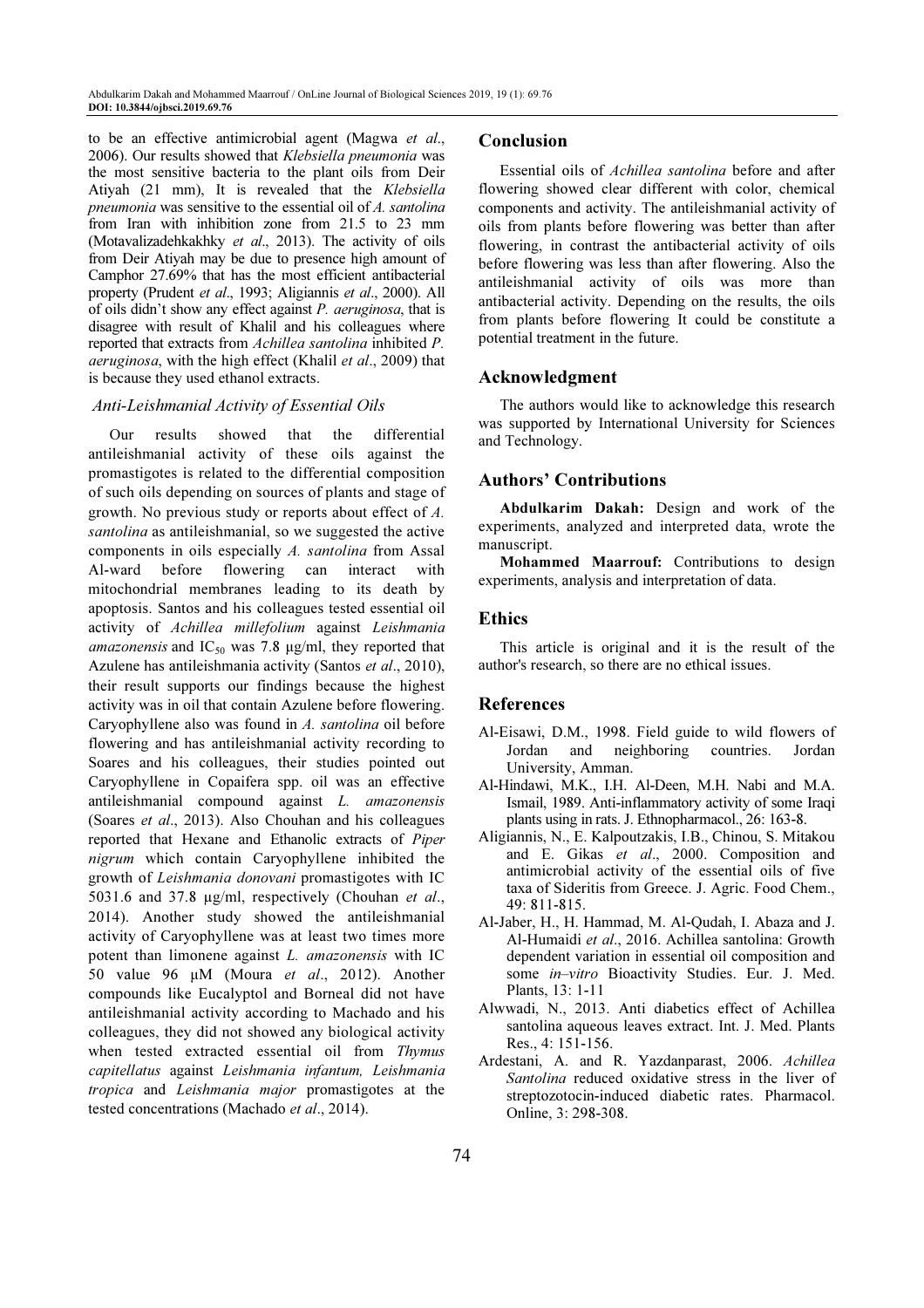to be an effective antimicrobial agent (Magwa *et al*., 2006). Our results showed that *Klebsiella pneumonia* was the most sensitive bacteria to the plant oils from Deir Atiyah (21 mm), It is revealed that the *Klebsiella pneumonia* was sensitive to the essential oil of *A. santolina* from Iran with inhibition zone from 21.5 to 23 mm (Motavalizadehkakhky *et al*., 2013). The activity of oils from Deir Atiyah may be due to presence high amount of Camphor 27.69% that has the most efficient antibacterial property (Prudent *et al*., 1993; Aligiannis *et al*., 2000). All of oils didn't show any effect against *P. aeruginosa*, that is disagree with result of Khalil and his colleagues where reported that extracts from *Achillea santolina* inhibited *P. aeruginosa*, with the high effect (Khalil *et al*., 2009) that is because they used ethanol extracts.

### *Anti-Leishmanial Activity of Essential Oils*

Our results showed that the differential antileishmanial activity of these oils against the promastigotes is related to the differential composition of such oils depending on sources of plants and stage of growth. No previous study or reports about effect of *A. santolina* as antileishmanial, so we suggested the active components in oils especially *A. santolina* from Assal Al-ward before flowering can interact with mitochondrial membranes leading to its death by apoptosis. Santos and his colleagues tested essential oil activity of *Achillea millefolium* against *Leishmania amazonensis* and $IC_{50}$ was 7.8 µg/ml, they reported that Azulene has antileishmania activity (Santos *et al*., 2010), their result supports our findings because the highest activity was in oil that contain Azulene before flowering. Caryophyllene also was found in *A. santolina* oil before flowering and has antileishmanial activity recording to Soares and his colleagues, their studies pointed out Caryophyllene in Copaifera spp. oil was an effective antileishmanial compound against *L. amazonensis* (Soares *et al*., 2013). Also Chouhan and his colleagues reported that Hexane and Ethanolic extracts of *Piper nigrum* which contain Caryophyllene inhibited the growth of *Leishmania donovani* promastigotes with IC 5031.6 and 37.8 µg/ml, respectively (Chouhan *et al*., 2014). Another study showed the antileishmanial activity of Caryophyllene was at least two times more potent than limonene against *L. amazonensis* with IC 50 value 96 µM (Moura *et al*., 2012). Another compounds like Eucalyptol and Borneal did not have antileishmanial activity according to Machado and his colleagues, they did not showed any biological activity when tested extracted essential oil from *Thymus capitellatus* against *Leishmania infantum, Leishmania tropica* and *Leishmania major* promastigotes at the tested concentrations (Machado *et al*., 2014).

## Conclusion

Essential oils of *Achillea santolina* before and after flowering showed clear different with color, chemical components and activity. The antileishmanial activity of oils from plants before flowering was better than after flowering, in contrast the antibacterial activity of oils before flowering was less than after flowering. Also the antileishmanial activity of oils was more than antibacterial activity. Depending on the results, the oils from plants before flowering It could be constitute a potential treatment in the future.

## Acknowledgment

The authors would like to acknowledge this research was supported by International University for Sciences and Technology.

## Authors' Contributions

**Abdulkarim Dakah:** Design and work of the experiments, analyzed and interpreted data, wrote the manuscript.

**Mohammed Maarrouf:** Contributions to design experiments, analysis and interpretation of data.

## Ethics

This article is original and it is the result of the author's research, so there are no ethical issues.

## References

Al-Eisawi, D.M., 1998. Field guide to wild flowers of Jordan and neighboring countries. Jordan University, Amman.

Al-Hindawi, M.K., I.H. Al-Deen, M.H. Nabi and M.A. Ismail, 1989. Anti-inflammatory activity of some Iraqi plants using in rats. J. Ethnopharmacol., 26: 163-8.

Aligiannis, N., E. Kalpoutzakis, I.B., Chinou, S. Mitakou and E. Gikas *et al*., 2000. Composition and antimicrobial activity of the essential oils of five taxa of Sideritis from Greece. J. Agric. Food Chem., 49: 811-815.

Al-Jaber, H., H. Hammad, M. Al-Qudah, I. Abaza and J. Al-Humaidi *et al*., 2016. Achillea santolina: Growth dependent variation in essential oil composition and some *in–vitro* Bioactivity Studies. Eur. J. Med. Plants, 13: 1-11

Alwwadi, N., 2013. Anti diabetics effect of Achillea santolina aqueous leaves extract. Int. J. Med. Plants Res., 4: 151-156.

Ardestani, A. and R. Yazdanparast, 2006. *Achillea Santolina* reduced oxidative stress in the liver of streptozotocin-induced diabetic rates. Pharmacol. Online, 3: 298-308.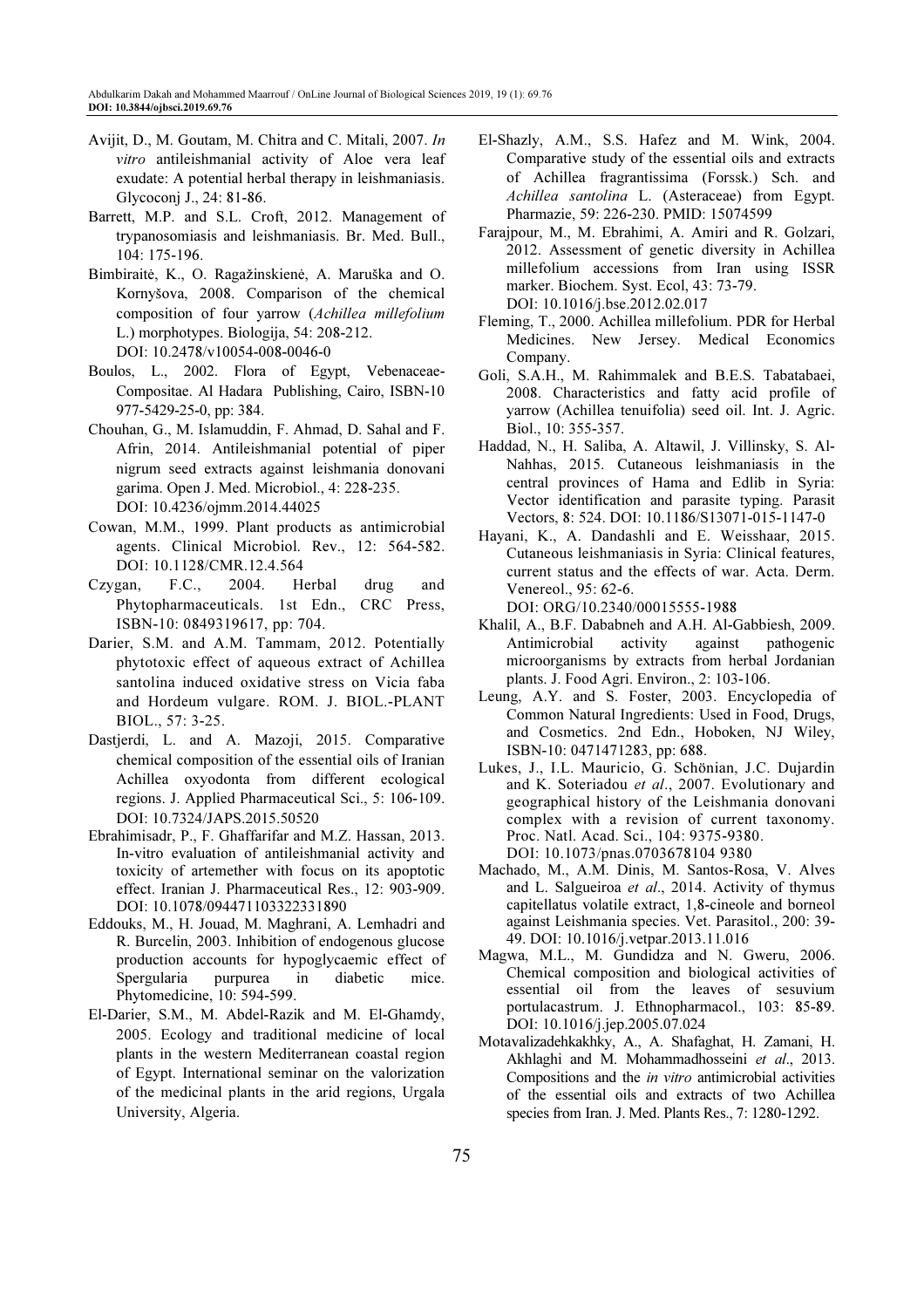Avijit, D., M. Goutam, M. Chitra and C. Mitali, 2007. *In vitro* antileishmanial activity of Aloe vera leaf exudate: A potential herbal therapy in leishmaniasis. Glycoconj J., 24: 81-86.

Barrett, M.P. and S.L. Croft, 2012. Management of trypanosomiasis and leishmaniasis. Br. Med. Bull., 104: 175-196.

Bimbiraitė, K., O. Ragažinskienė, A. Maruška and O. Kornyšova, 2008. Comparison of the chemical composition of four yarrow (*Achillea millefolium* L.) morphotypes. Biologija, 54: 208-212. DOI: 10.2478/v10054-008-0046-0

Boulos, L., 2002. Flora of Egypt, Vebenaceae-Compositae. Al Hadara Publishing, Cairo, ISBN-10 977-5429-25-0, pp: 384.

Chouhan, G., M. Islamuddin, F. Ahmad, D. Sahal and F. Afrin, 2014. Antileishmanial potential of piper nigrum seed extracts against leishmania donovani garima. Open J. Med. Microbiol., 4: 228-235. DOI: 10.4236/ojmm.2014.44025

Cowan, M.M., 1999. Plant products as antimicrobial agents. Clinical Microbiol. Rev., 12: 564-582. DOI: 10.1128/CMR.12.4.564

Czygan, F.C., 2004. Herbal drug and Phytopharmaceuticals. 1st Edn., CRC Press, ISBN-10: 0849319617, pp: 704.

Darier, S.M. and A.M. Tammam, 2012. Potentially phytotoxic effect of aqueous extract of Achillea santolina induced oxidative stress on Vicia faba and Hordeum vulgare. ROM. J. BIOL.-PLANT BIOL., 57: 3-25.

Dastjerdi, L. and A. Mazoji, 2015. Comparative chemical composition of the essential oils of Iranian Achillea oxyodonta from different ecological regions. J. Applied Pharmaceutical Sci., 5: 106-109. DOI: 10.7324/JAPS.2015.50520

Ebrahimisadr, P., F. Ghaffarifar and M.Z. Hassan, 2013. In-vitro evaluation of antileishmanial activity and toxicity of artemether with focus on its apoptotic effect. Iranian J. Pharmaceutical Res., 12: 903-909. DOI: 10.1078/094471103322331890

Eddouks, M., H. Jouad, M. Maghrani, A. Lemhadri and R. Burcelin, 2003. Inhibition of endogenous glucose production accounts for hypoglycaemic effect of Spergularia purpurea in diabetic mice. Phytomedicine, 10: 594-599.

El-Darier, S.M., M. Abdel-Razik and M. El-Ghamdy, 2005. Ecology and traditional medicine of local plants in the western Mediterranean coastal region of Egypt. International seminar on the valorization of the medicinal plants in the arid regions, Urgala University, Algeria.

El-Shazly, A.M., S.S. Hafez and M. Wink, 2004. Comparative study of the essential oils and extracts of Achillea fragrantissima (Forssk.) Sch. and *Achillea santolina* L. (Asteraceae) from Egypt. Pharmazie, 59: 226-230. PMID: 15074599

Farajpour, M., M. Ebrahimi, A. Amiri and R. Golzari, 2012. Assessment of genetic diversity in Achillea millefolium accessions from Iran using ISSR marker. Biochem. Syst. Ecol, 43: 73-79. DOI: 10.1016/j.bse.2012.02.017

Fleming, T., 2000. Achillea millefolium. PDR for Herbal Medicines. New Jersey. Medical Economics Company.

Goli, S.A.H., M. Rahimmalek and B.E.S. Tabatabaei, 2008. Characteristics and fatty acid profile of yarrow (Achillea tenuifolia) seed oil. Int. J. Agric. Biol., 10: 355-357.

Haddad, N., H. Saliba, A. Altawil, J. Villinsky, S. Al-Nahhas, 2015. Cutaneous leishmaniasis in the central provinces of Hama and Edlib in Syria: Vector identification and parasite typing. Parasit Vectors, 8: 524. DOI: 10.1186/S13071-015-1147-0

Hayani, K., A. Dandashli and E. Weisshaar, 2015. Cutaneous leishmaniasis in Syria: Clinical features, current status and the effects of war. Acta. Derm. Venereol., 95: 62-6. DOI: ORG/10.2340/00015555-1988

Khalil, A., B.F. Dababneh and A.H. Al-Gabbiesh, 2009. Antimicrobial activity against pathogenic microorganisms by extracts from herbal Jordanian plants. J. Food Agri. Environ., 2: 103-106.

Leung, A.Y. and S. Foster, 2003. Encyclopedia of Common Natural Ingredients: Used in Food, Drugs, and Cosmetics. 2nd Edn., Hoboken, NJ Wiley, ISBN-10: 0471471283, pp: 688.

Lukes, J., I.L. Mauricio, G. Schönian, J.C. Dujardin and K. Soteriadou *et al*., 2007. Evolutionary and geographical history of the Leishmania donovani complex with a revision of current taxonomy. Proc. Natl. Acad. Sci., 104: 9375-9380. DOI: 10.1073/pnas.0703678104 9380

Machado, M., A.M. Dinis, M. Santos-Rosa, V. Alves and L. Salgueiroa *et al*., 2014. Activity of thymus capitellatus volatile extract, 1,8-cineole and borneol against Leishmania species. Vet. Parasitol., 200: 39-49. DOI: 10.1016/j.vetpar.2013.11.016

Magwa, M.L., M. Gundidza and N. Gweru, 2006. Chemical composition and biological activities of essential oil from the leaves of sesuvium portulacastrum. J. Ethnopharmacol., 103: 85-89. DOI: 10.1016/j.jep.2005.07.024

Motavalizadehkakhky, A., A. Shafaghat, H. Zamani, H. Akhlaghi and M. Mohammadhosseini *et al*., 2013. Compositions and the *in vitro* antimicrobial activities of the essential oils and extracts of two Achillea species from Iran. J. Med. Plants Res., 7: 1280-1292.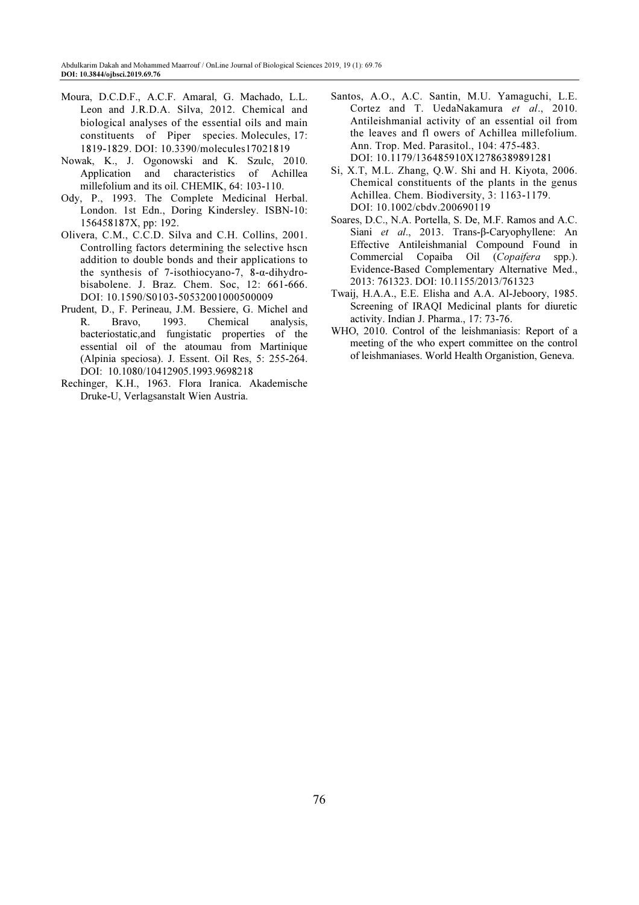Moura, D.C.D.F., A.C.F. Amaral, G. Machado, L.L. Leon and J.R.D.A. Silva, 2012. Chemical and biological analyses of the essential oils and main constituents of Piper species. Molecules, 17: 1819-1829. DOI: 10.3390/molecules17021819

Nowak, K., J. Ogonowski and K. Szulc, 2010. Application and characteristics of Achillea millefolium and its oil. CHEMIK, 64: 103-110.

Ody, P., 1993. The Complete Medicinal Herbal. London. 1st Edn., Doring Kindersley. ISBN-10: 156458187X, pp: 192.

Olivera, C.M., C.C.D. Silva and C.H. Collins, 2001. Controlling factors determining the selective hscn addition to double bonds and their applications to the synthesis of 7-isothiocyano-7, 8-α-dihydro-bisabolene. J. Braz. Chem. Soc, 12: 661-666. DOI: 10.1590/S0103-50532001000500009

Prudent, D., F. Perineau, J.M. Bessiere, G. Michel and R. Bravo, 1993. Chemical analysis, bacteriostatic,and fungistatic properties of the essential oil of the atoumau from Martinique (Alpinia speciosa). J. Essent. Oil Res, 5: 255-264. DOI: 10.1080/10412905.1993.9698218

Rechinger, K.H., 1963. Flora Iranica. Akademische Druke-U, Verlagsanstalt Wien Austria.

Santos, A.O., A.C. Santin, M.U. Yamaguchi, L.E. Cortez and T. UedaNakamura *et al*., 2010. Antileishmanial activity of an essential oil from the leaves and fl owers of Achillea millefolium. Ann. Trop. Med. Parasitol., 104: 475-483. DOI: 10.1179/136485910X12786389891281

Si, X.T, M.L. Zhang, Q.W. Shi and H. Kiyota, 2006. Chemical constituents of the plants in the genus Achillea. Chem. Biodiversity, 3: 1163-1179. DOI: 10.1002/cbdv.200690119

Soares, D.C., N.A. Portella, S. De, M.F. Ramos and A.C. Siani *et al*., 2013. Trans-β-Caryophyllene: An Effective Antileishmanial Compound Found in Commercial Copaiba Oil (*Copaifera* spp.). Evidence-Based Complementary Alternative Med., 2013: 761323. DOI: 10.1155/2013/761323

Twaij, H.A.A., E.E. Elisha and A.A. Al-Jeboory, 1985. Screening of IRAQI Medicinal plants for diuretic activity. Indian J. Pharma., 17: 73-76.

WHO, 2010. Control of the leishmaniasis: Report of a meeting of the who expert committee on the control of leishmaniases. World Health Organistion, Geneva.